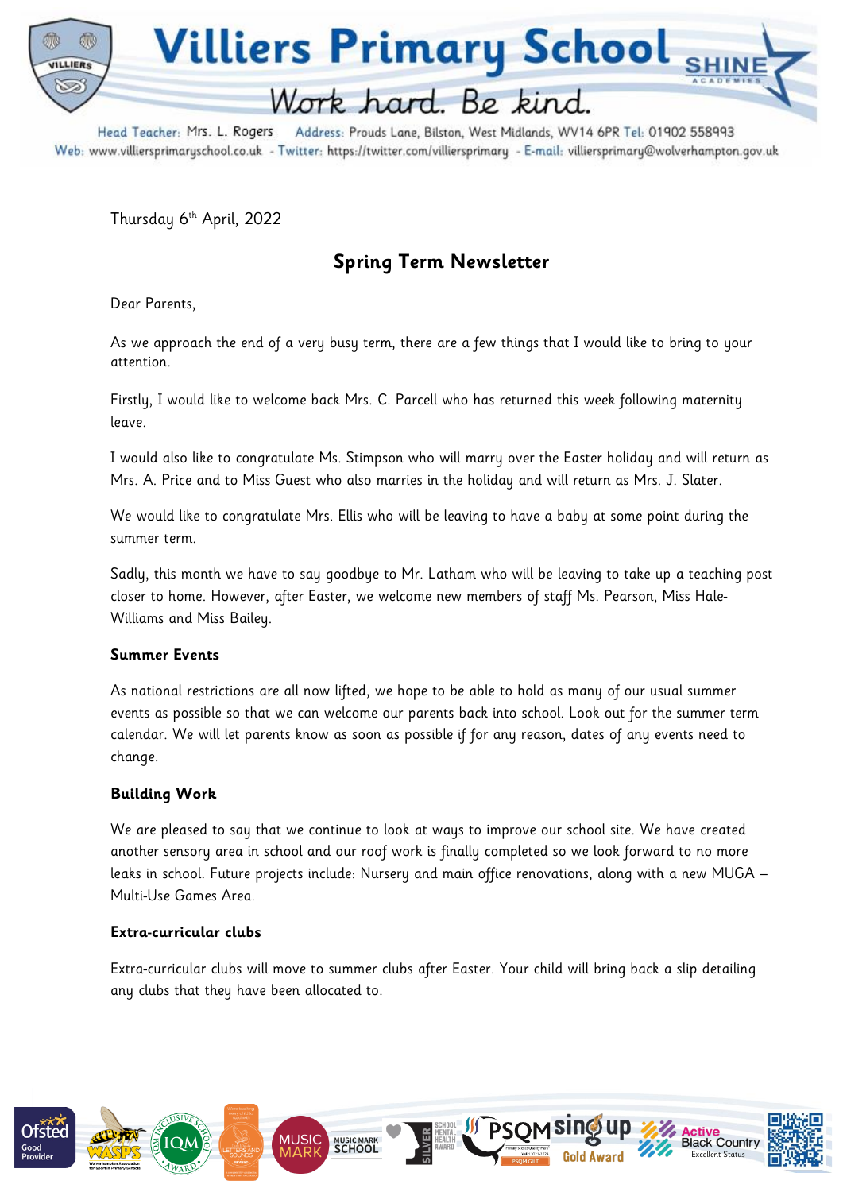# Villiers Primary School

*Work hard. Be kind.*

Head Teacher: Mrs. L. Rogers Address: Prouds Lane, Bilston, West Midlands, WV14 6PR Tel: 01902 558993
Web: www.villiersprimaryschool.co.uk - Twitter: https://twitter.com/villiersprimary - E-mail: villiersprimary@wolverhampton.gov.uk

Thursday 6th April, 2022

## Spring Term Newsletter

Dear Parents,

As we approach the end of a very busy term, there are a few things that I would like to bring to your attention.

Firstly, I would like to welcome back Mrs. C. Parcell who has returned this week following maternity leave.

I would also like to congratulate Ms. Stimpson who will marry over the Easter holiday and will return as Mrs. A. Price and to Miss Guest who also marries in the holiday and will return as Mrs. J. Slater.

We would like to congratulate Mrs. Ellis who will be leaving to have a baby at some point during the summer term.

Sadly, this month we have to say goodbye to Mr. Latham who will be leaving to take up a teaching post closer to home. However, after Easter, we welcome new members of staff Ms. Pearson, Miss Hale-Williams and Miss Bailey.

**Summer Events**

As national restrictions are all now lifted, we hope to be able to hold as many of our usual summer events as possible so that we can welcome our parents back into school. Look out for the summer term calendar. We will let parents know as soon as possible if for any reason, dates of any events need to change.

**Building Work**

We are pleased to say that we continue to look at ways to improve our school site. We have created another sensory area in school and our roof work is finally completed so we look forward to no more leaks in school. Future projects include: Nursery and main office renovations, along with a new MUGA – Multi-Use Games Area.

**Extra-curricular clubs**

Extra-curricular clubs will move to summer clubs after Easter. Your child will bring back a slip detailing any clubs that they have been allocated to.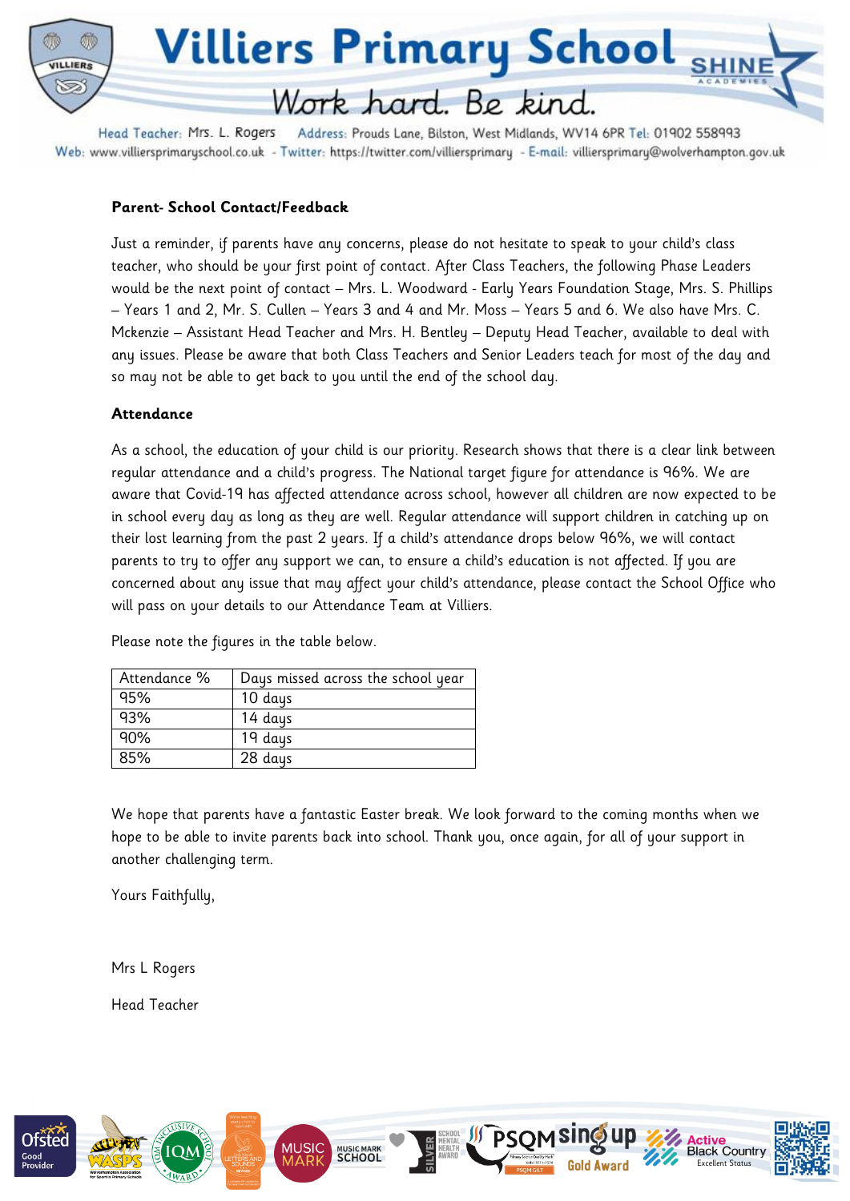**Parent- School Contact/Feedback**

Just a reminder, if parents have any concerns, please do not hesitate to speak to your child's class teacher, who should be your first point of contact. After Class Teachers, the following Phase Leaders would be the next point of contact – Mrs. L. Woodward - Early Years Foundation Stage, Mrs. S. Phillips – Years 1 and 2, Mr. S. Cullen – Years 3 and 4 and Mr. Moss – Years 5 and 6. We also have Mrs. C. Mckenzie – Assistant Head Teacher and Mrs. H. Bentley – Deputy Head Teacher, available to deal with any issues. Please be aware that both Class Teachers and Senior Leaders teach for most of the day and so may not be able to get back to you until the end of the school day.

**Attendance**

As a school, the education of your child is our priority. Research shows that there is a clear link between regular attendance and a child's progress. The National target figure for attendance is 96%. We are aware that Covid-19 has affected attendance across school, however all children are now expected to be in school every day as long as they are well. Regular attendance will support children in catching up on their lost learning from the past 2 years. If a child's attendance drops below 96%, we will contact parents to try to offer any support we can, to ensure a child's education is not affected. If you are concerned about any issue that may affect your child's attendance, please contact the School Office who will pass on your details to our Attendance Team at Villiers.

Please note the figures in the table below.

| Attendance % | Days missed across the school year |
|---|---|
| 95% | 10 days |
| 93% | 14 days |
| 90% | 19 days |
| 85% | 28 days |

We hope that parents have a fantastic Easter break. We look forward to the coming months when we hope to be able to invite parents back into school. Thank you, once again, for all of your support in another challenging term.

Yours Faithfully,

Mrs L Rogers

Head Teacher